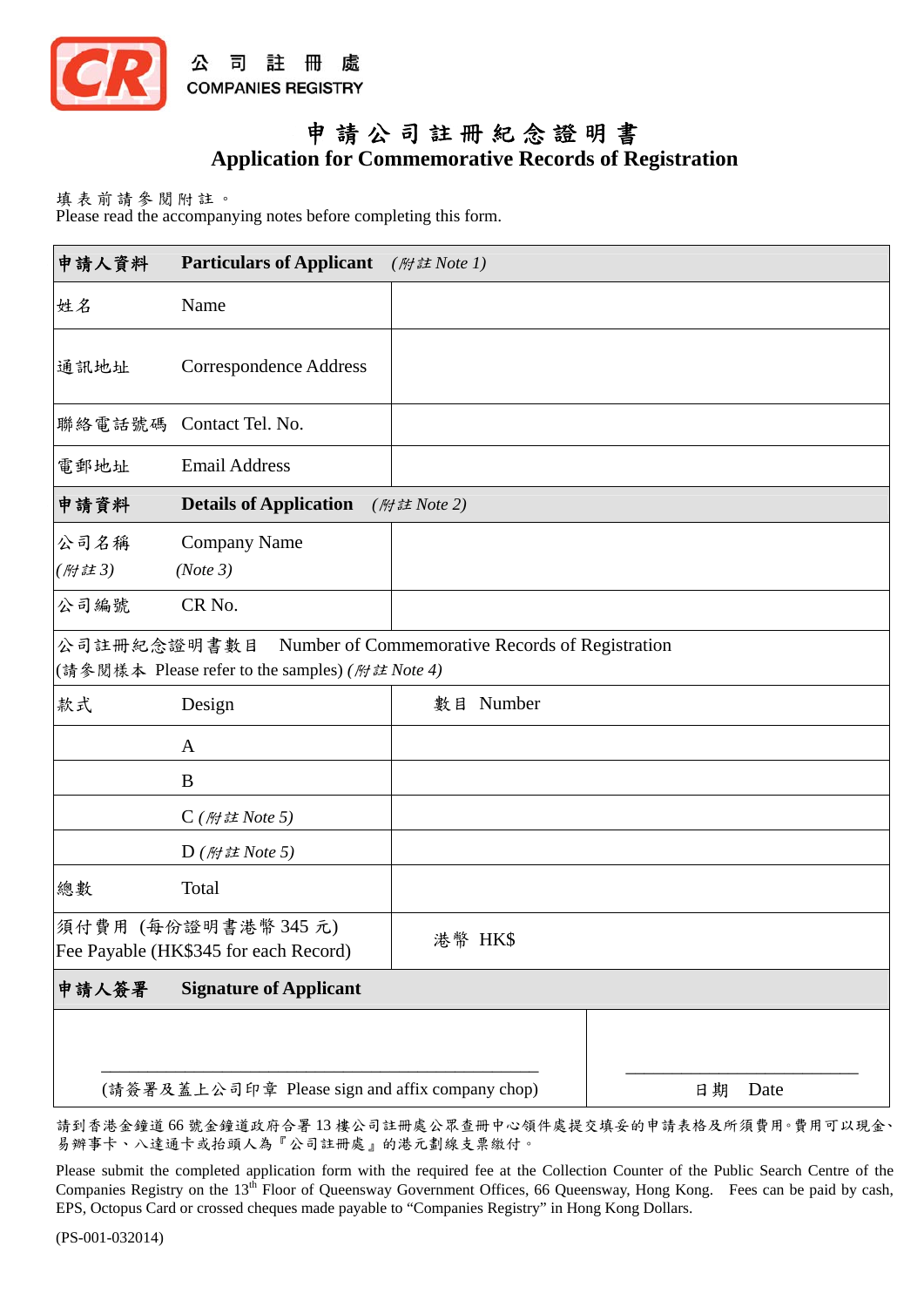公 司 註 冊 處
COMPANIES REGISTRY

# 申 請 公 司 註 冊 紀 念 證 明 書
# Application for Commemorative Records of Registration

填 表 前 請 參 閱 附 註 。
Please read the accompanying notes before completing this form.

| **申請人資料** | **Particulars of Applicant** *(附註 Note 1)* | |
|---|---|---|
| 姓名 | Name | |
| 通訊地址 | Correspondence Address | |
| 聯絡電話號碼 | Contact Tel. No. | |
| 電郵地址 | Email Address | |
| **申請資料** | **Details of Application** *(附註 Note 2)* | |
| 公司名稱 *(附註 3)* | Company Name *(Note 3)* | |
| 公司編號 | CR No. | |
| 公司註冊紀念證明書數目 Number of Commemorative Records of Registration (請參閱樣本 Please refer to the samples) *(附註 Note 4)* | | |
| 款式 | Design | 數目 Number |
| | A | |
| | B | |
| | C *(附註 Note 5)* | |
| | D *(附註 Note 5)* | |
| 總數 | Total | |
| 須付費用 (每份證明書港幣 345 元) Fee Payable (HK$345 for each Record) | | 港幣 HK$ |
| **申請人簽署** | **Signature of Applicant** | |

| | |
|---|---|
| ______________________________ (請簽署及蓋上公司印章 Please sign and affix company chop) | ______________________ 日期 Date |

請到香港金鐘道 66 號金鐘道政府合署 13 樓公司註冊處公眾查冊中心領件處提交填妥的申請表格及所須費用。費用可以現金、易辦事卡、八達通卡或抬頭人為『公司註冊處』的港元劃線支票繳付。

Please submit the completed application form with the required fee at the Collection Counter of the Public Search Centre of the Companies Registry on the 13th Floor of Queensway Government Offices, 66 Queensway, Hong Kong. Fees can be paid by cash, EPS, Octopus Card or crossed cheques made payable to "Companies Registry" in Hong Kong Dollars.

(PS-001-032014)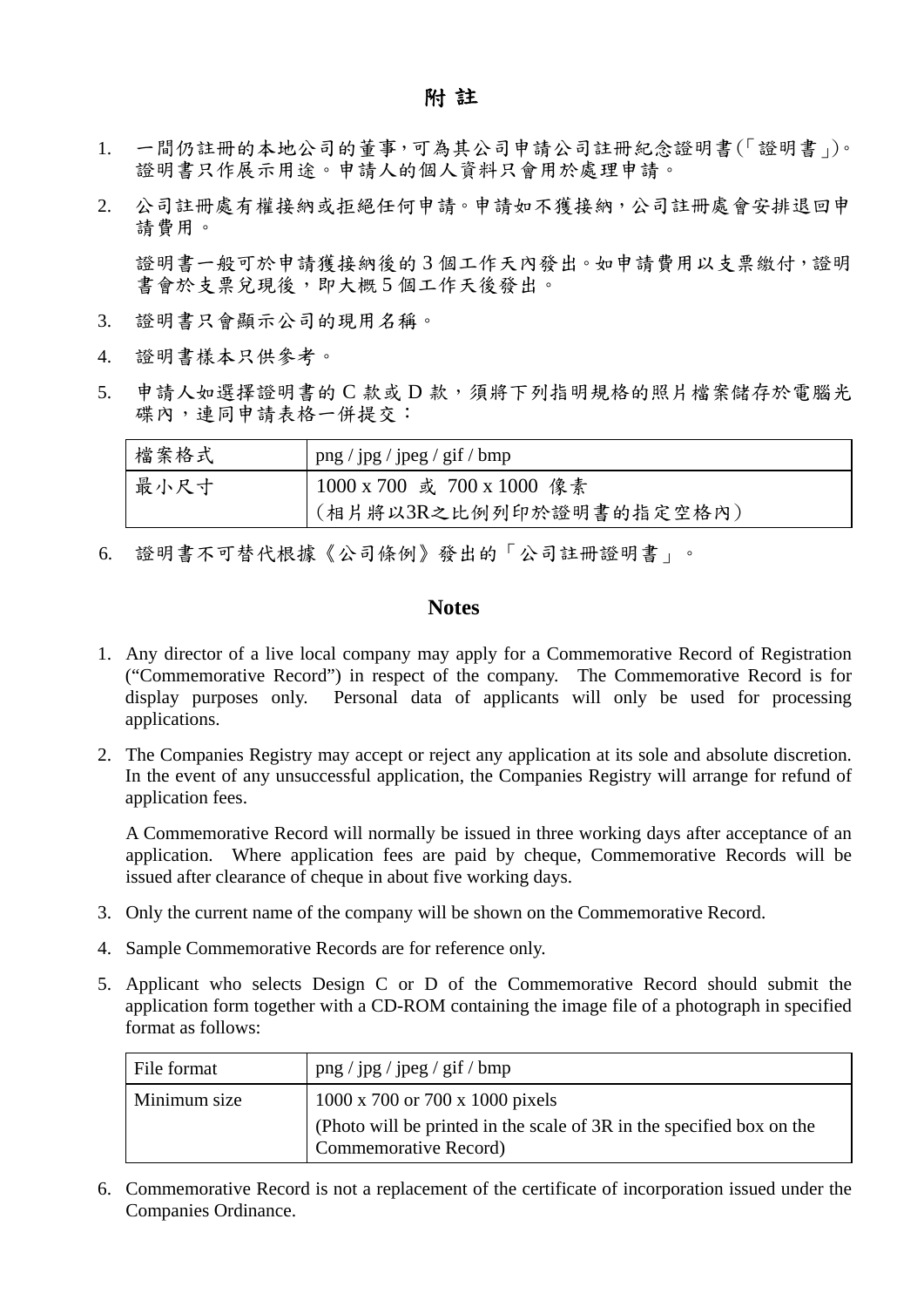# 附 註

1. 一間仍註冊的本地公司的董事，可為其公司申請公司註冊紀念證明書(「證明書」)。證明書只作展示用途。申請人的個人資料只會用於處理申請。

2. 公司註冊處有權接納或拒絕任何申請。申請如不獲接納，公司註冊處會安排退回申請費用。

   證明書一般可於申請獲接納後的 3 個工作天內發出。如申請費用以支票繳付，證明書會於支票兌現後，即大概 5 個工作天後發出。

3. 證明書只會顯示公司的現用名稱。

4. 證明書樣本只供參考。

5. 申請人如選擇證明書的 C 款或 D 款，須將下列指明規格的照片檔案儲存於電腦光碟內，連同申請表格一併提交：

| 檔案格式 | png / jpg / jpeg / gif / bmp |
|---|---|
| 最小尺寸 | 1000 x 700 或 700 x 1000 像素<br>(相片將以3R之比例列印於證明書的指定空格內) |

6. 證明書不可替代根據《公司條例》發出的「公司註冊證明書」。

# Notes

1. Any director of a live local company may apply for a Commemorative Record of Registration ("Commemorative Record") in respect of the company. The Commemorative Record is for display purposes only. Personal data of applicants will only be used for processing applications.

2. The Companies Registry may accept or reject any application at its sole and absolute discretion. In the event of any unsuccessful application, the Companies Registry will arrange for refund of application fees.

   A Commemorative Record will normally be issued in three working days after acceptance of an application. Where application fees are paid by cheque, Commemorative Records will be issued after clearance of cheque in about five working days.

3. Only the current name of the company will be shown on the Commemorative Record.

4. Sample Commemorative Records are for reference only.

5. Applicant who selects Design C or D of the Commemorative Record should submit the application form together with a CD-ROM containing the image file of a photograph in specified format as follows:

| File format | png / jpg / jpeg / gif / bmp |
|---|---|
| Minimum size | 1000 x 700 or 700 x 1000 pixels<br>(Photo will be printed in the scale of 3R in the specified box on the Commemorative Record) |

6. Commemorative Record is not a replacement of the certificate of incorporation issued under the Companies Ordinance.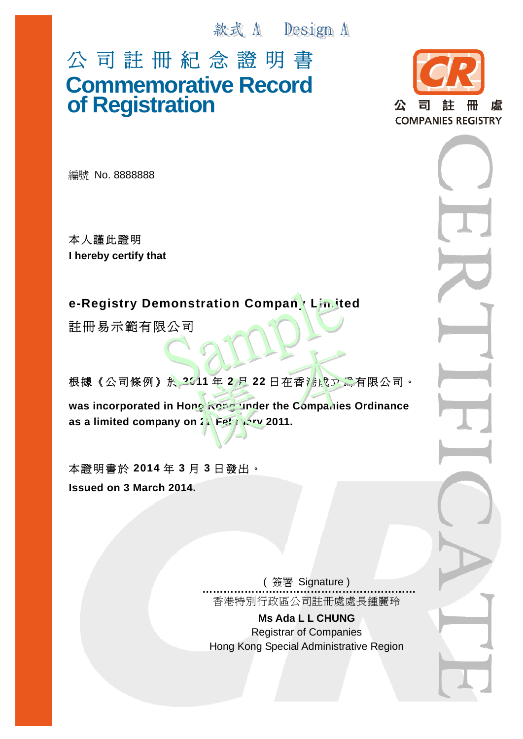款式 A Design A

# 公司註冊紀念證明書
# Commemorative Record of Registration

公司註冊處
COMPANIES REGISTRY

編號 No. 8888888

本人謹此證明
**I hereby certify that**

**e-Registry Demonstration Company Limited**

註冊易示範有限公司

根據《公司條例》於 **2011** 年 **2** 月 **22** 日在香港成立為有限公司。

**was incorporated in Hong Kong under the Companies Ordinance as a limited company on 22 February 2011.**

本證明書於 **2014** 年 **3** 月 **3** 日發出。
**Issued on 3 March 2014.**

( 簽署 Signature )

…………………………………………………………

香港特別行政區公司註冊處處長鍾麗玲

**Ms Ada L L CHUNG**
Registrar of Companies
Hong Kong Special Administrative Region

Sample 樣本

CERTIFICATE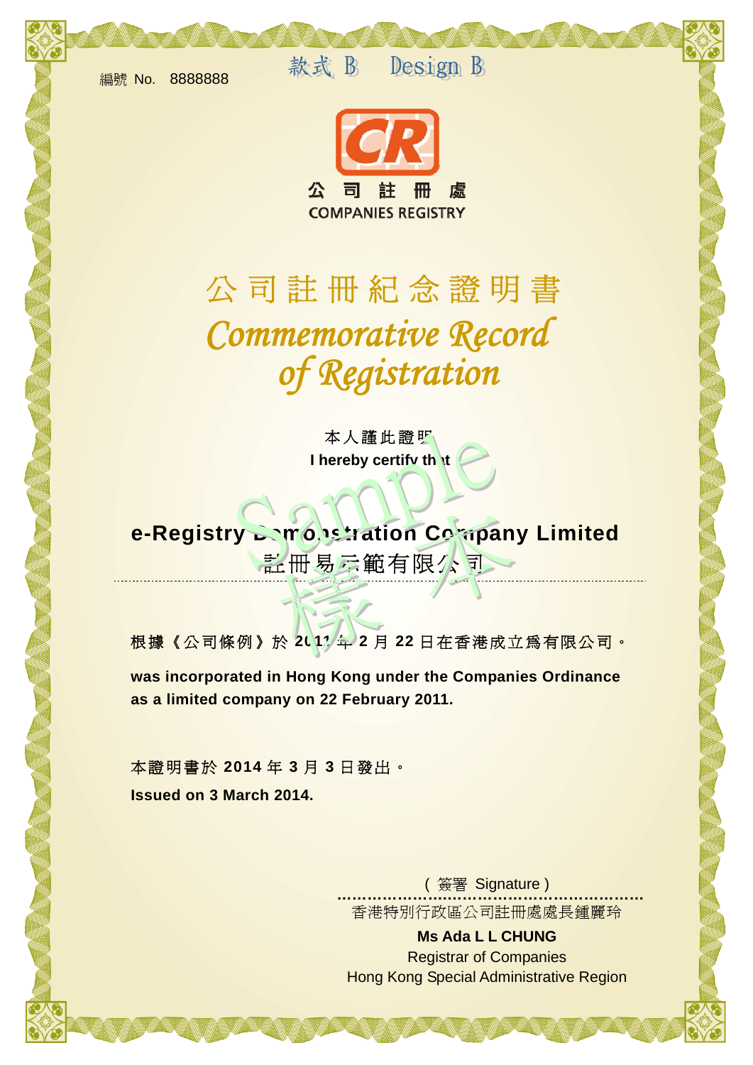編號 No. 8888888

款式 B Design B

公 司 註 冊 處

COMPANIES REGISTRY

# 公司註冊紀念證明書

# *Commemorative Record of Registration*

本人謹此證明

**I hereby certify that**

**e-Registry Demonstration Company Limited**

註冊易示範有限公司

Sample 樣本

**根據《公司條例》於 2011 年 2 月 22 日在香港成立為有限公司。**

**was incorporated in Hong Kong under the Companies Ordinance as a limited company on 22 February 2011.**

**本證明書於 2014 年 3 月 3 日發出。**

**Issued on 3 March 2014.**

( 簽署 Signature )

香港特別行政區公司註冊處處長鍾麗玲

**Ms Ada L L CHUNG**

Registrar of Companies

Hong Kong Special Administrative Region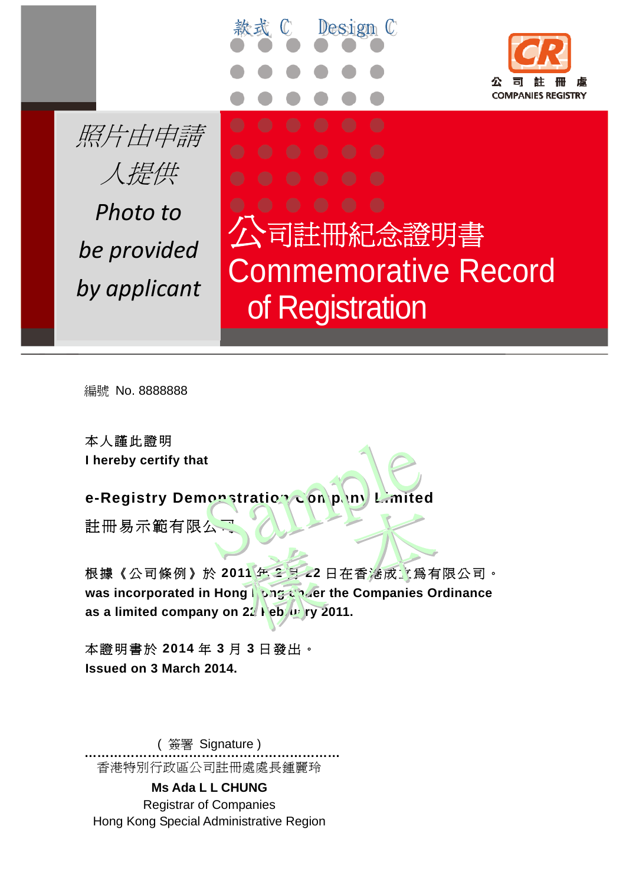款式 C Design C

公司註冊處
COMPANIES REGISTRY

照片由申請人提供

*Photo to be provided by applicant*

# 公司註冊紀念證明書
# Commemorative Record of Registration

編號 No. 8888888

本人謹此證明
**I hereby certify that**

**e-Registry Demonstration Company Limited**

註冊易示範有限公司

根據《公司條例》於 2011 年 2 月 22 日在香港成立爲有限公司。
**was incorporated in Hong Kong under the Companies Ordinance as a limited company on 22 February 2011.**

本證明書於 2014 年 3 月 3 日發出。
**Issued on 3 March 2014.**

Sample 樣本

( 簽署 Signature )

..............................................................

香港特別行政區公司註冊處處長鍾麗玲

**Ms Ada L L CHUNG**

Registrar of Companies

Hong Kong Special Administrative Region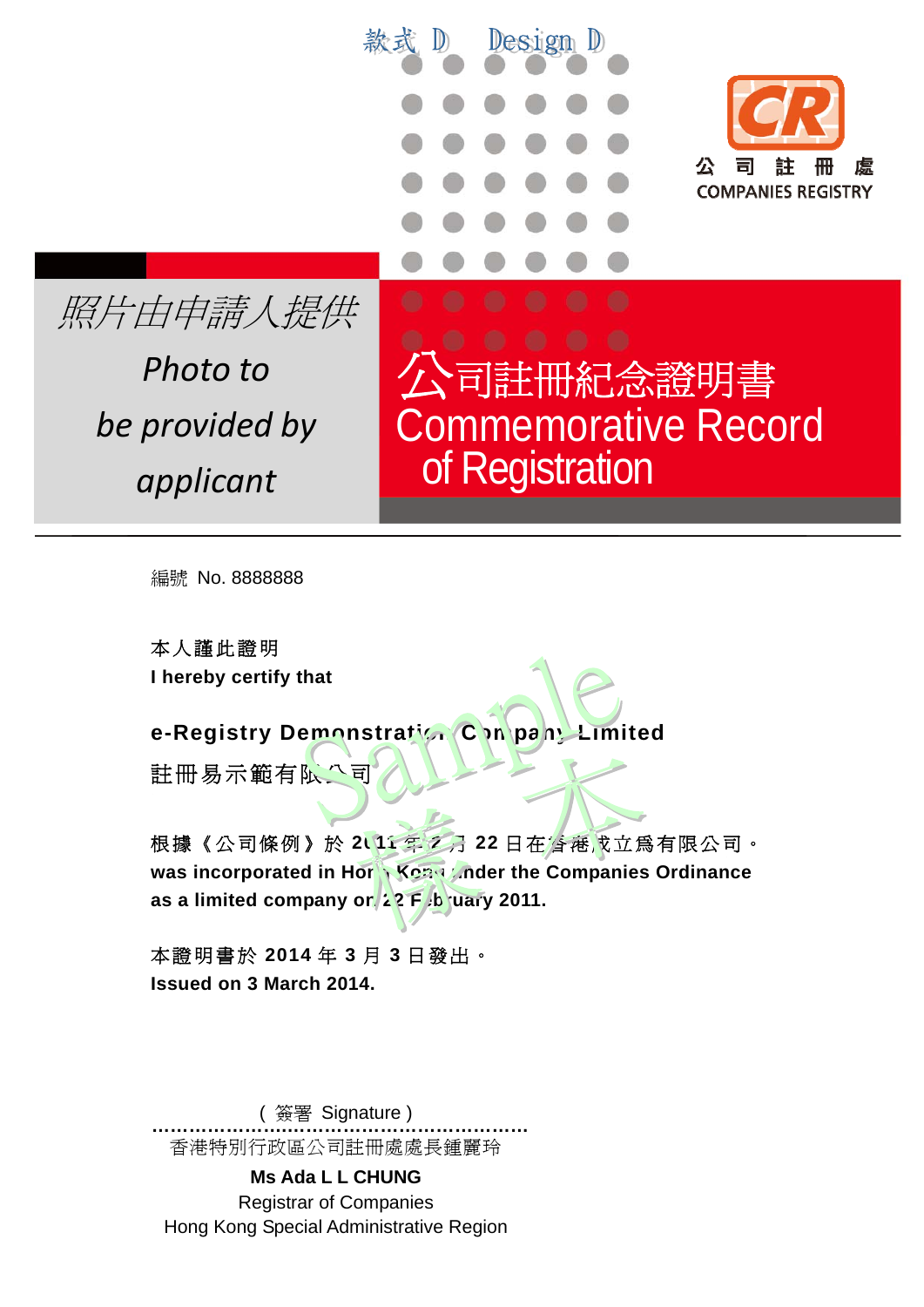款式 D Design D

公司註冊處
COMPANIES REGISTRY

*照片由申請人提供*

*Photo to be provided by applicant*

# 公司註冊紀念證明書
# Commemorative Record of Registration

編號 No. 8888888

本人謹此證明
**I hereby certify that**

**e-Registry Demonstration Company Limited**

註冊易示範有限公司

Sample 樣本

**根據《公司條例》於 2011 年 2 月 22 日在香港成立爲有限公司。**
**was incorporated in Hong Kong under the Companies Ordinance as a limited company on 22 February 2011.**

**本證明書於 2014 年 3 月 3 日發出。**
**Issued on 3 March 2014.**

（簽署 Signature）

.............................................................

香港特別行政區公司註冊處處長鍾麗玲

**Ms Ada L L CHUNG**

Registrar of Companies

Hong Kong Special Administrative Region